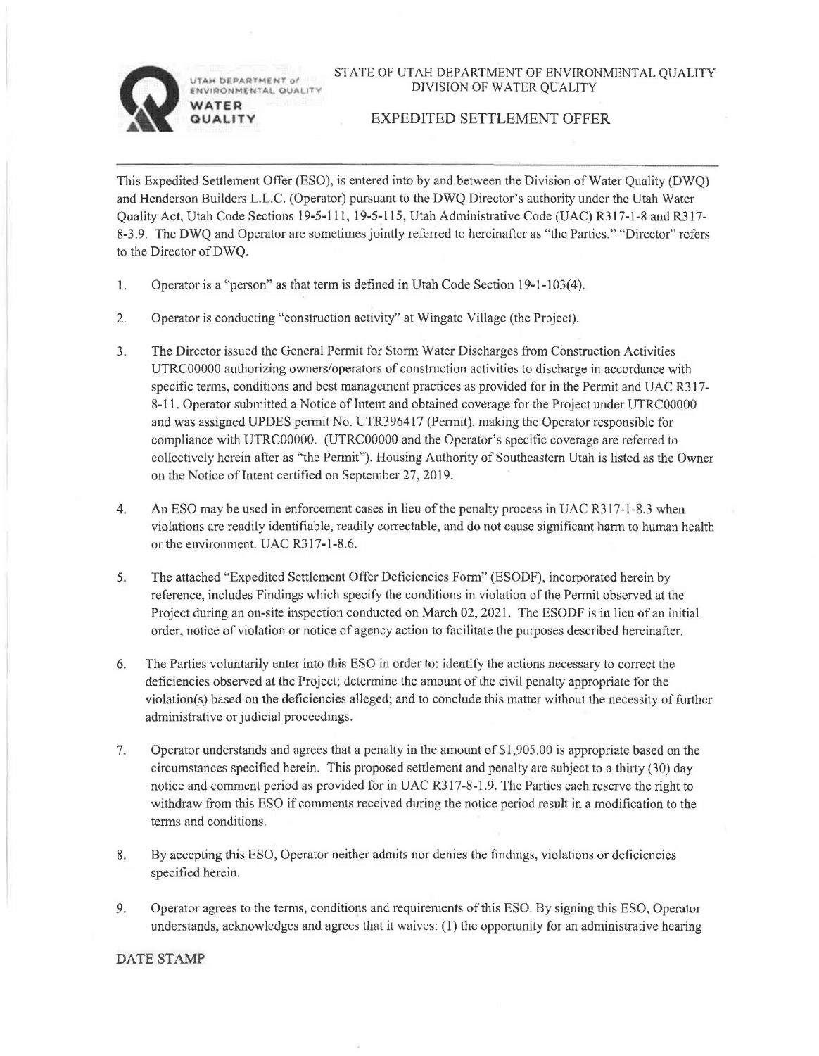UTAH DEPARTMENT of ENVIRONMENTAL QUALITY
WATER QUALITY

STATE OF UTAH DEPARTMENT OF ENVIRONMENTAL QUALITY
DIVISION OF WATER QUALITY

# EXPEDITED SETTLEMENT OFFER

This Expedited Settlement Offer (ESO), is entered into by and between the Division of Water Quality (DWQ) and Henderson Builders L.L.C. (Operator) pursuant to the DWQ Director's authority under the Utah Water Quality Act, Utah Code Sections 19-5-111, 19-5-115, Utah Administrative Code (UAC) R317-1-8 and R317-8-3.9. The DWQ and Operator are sometimes jointly referred to hereinafter as "the Parties." "Director" refers to the Director of DWQ.

1. Operator is a "person" as that term is defined in Utah Code Section 19-1-103(4).

2. Operator is conducting "construction activity" at Wingate Village (the Project).

3. The Director issued the General Permit for Storm Water Discharges from Construction Activities UTRC00000 authorizing owners/operators of construction activities to discharge in accordance with specific terms, conditions and best management practices as provided for in the Permit and UAC R317-8-11. Operator submitted a Notice of Intent and obtained coverage for the Project under UTRC00000 and was assigned UPDES permit No. UTR396417 (Permit), making the Operator responsible for compliance with UTRC00000. (UTRC00000 and the Operator's specific coverage are referred to collectively herein after as "the Permit"). Housing Authority of Southeastern Utah is listed as the Owner on the Notice of Intent certified on September 27, 2019.

4. An ESO may be used in enforcement cases in lieu of the penalty process in UAC R317-1-8.3 when violations are readily identifiable, readily correctable, and do not cause significant harm to human health or the environment. UAC R317-1-8.6.

5. The attached "Expedited Settlement Offer Deficiencies Form" (ESODF), incorporated herein by reference, includes Findings which specify the conditions in violation of the Permit observed at the Project during an on-site inspection conducted on March 02, 2021. The ESODF is in lieu of an initial order, notice of violation or notice of agency action to facilitate the purposes described hereinafter.

6. The Parties voluntarily enter into this ESO in order to: identify the actions necessary to correct the deficiencies observed at the Project; determine the amount of the civil penalty appropriate for the violation(s) based on the deficiencies alleged; and to conclude this matter without the necessity of further administrative or judicial proceedings.

7. Operator understands and agrees that a penalty in the amount of $1,905.00 is appropriate based on the circumstances specified herein. This proposed settlement and penalty are subject to a thirty (30) day notice and comment period as provided for in UAC R317-8-1.9. The Parties each reserve the right to withdraw from this ESO if comments received during the notice period result in a modification to the terms and conditions.

8. By accepting this ESO, Operator neither admits nor denies the findings, violations or deficiencies specified herein.

9. Operator agrees to the terms, conditions and requirements of this ESO. By signing this ESO, Operator understands, acknowledges and agrees that it waives: (1) the opportunity for an administrative hearing

DATE STAMP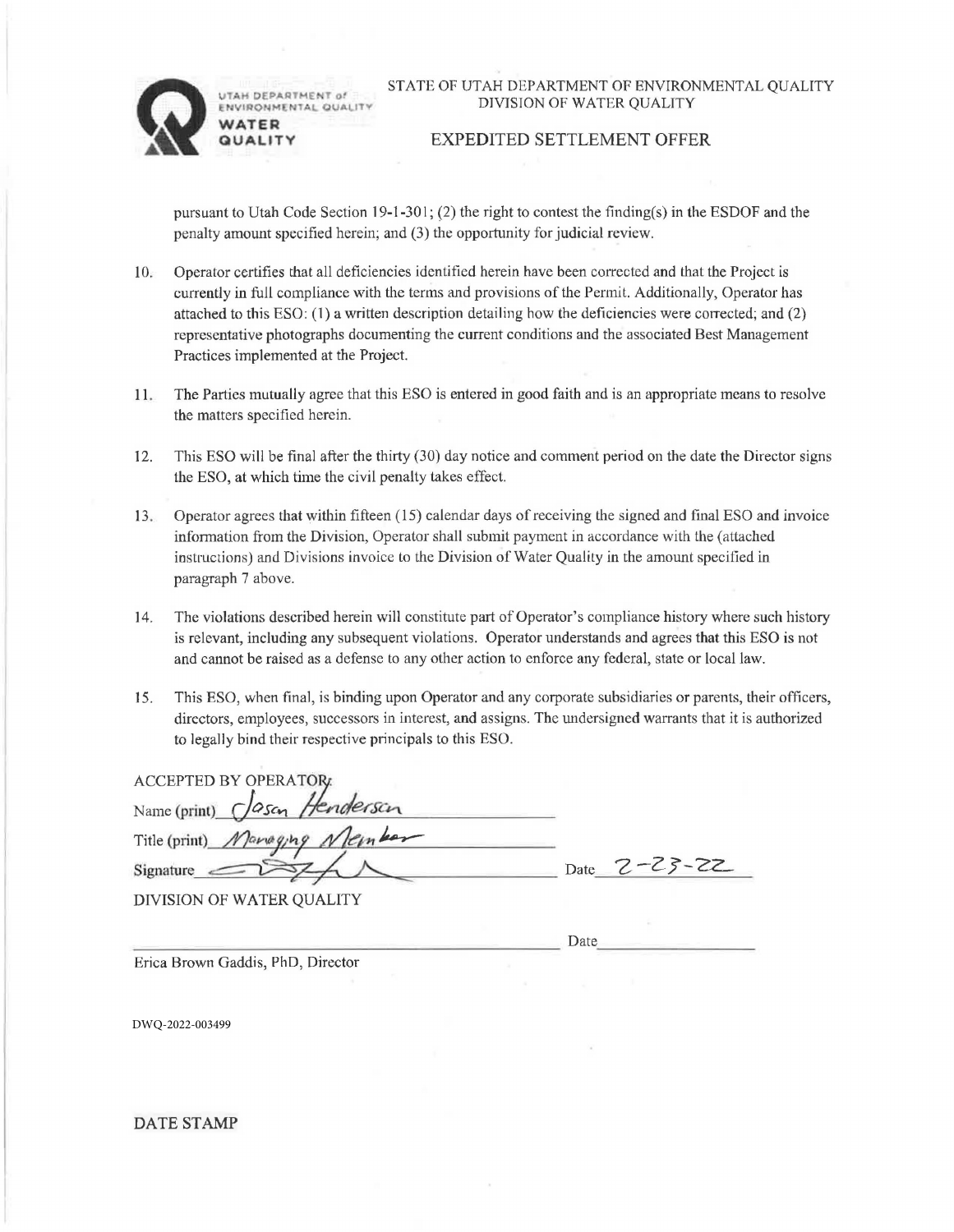STATE OF UTAH DEPARTMENT OF ENVIRONMENTAL QUALITY
DIVISION OF WATER QUALITY

EXPEDITED SETTLEMENT OFFER

pursuant to Utah Code Section 19-1-301; (2) the right to contest the finding(s) in the ESDOF and the penalty amount specified herein; and (3) the opportunity for judicial review.

10. Operator certifies that all deficiencies identified herein have been corrected and that the Project is currently in full compliance with the terms and provisions of the Permit. Additionally, Operator has attached to this ESO: (1) a written description detailing how the deficiencies were corrected; and (2) representative photographs documenting the current conditions and the associated Best Management Practices implemented at the Project.

11. The Parties mutually agree that this ESO is entered in good faith and is an appropriate means to resolve the matters specified herein.

12. This ESO will be final after the thirty (30) day notice and comment period on the date the Director signs the ESO, at which time the civil penalty takes effect.

13. Operator agrees that within fifteen (15) calendar days of receiving the signed and final ESO and invoice information from the Division, Operator shall submit payment in accordance with the (attached instructions) and Divisions invoice to the Division of Water Quality in the amount specified in paragraph 7 above.

14. The violations described herein will constitute part of Operator's compliance history where such history is relevant, including any subsequent violations. Operator understands and agrees that this ESO is not and cannot be raised as a defense to any other action to enforce any federal, state or local law.

15. This ESO, when final, is binding upon Operator and any corporate subsidiaries or parents, their officers, directors, employees, successors in interest, and assigns. The undersigned warrants that it is authorized to legally bind their respective principals to this ESO.

ACCEPTED BY OPERATOR:

Name (print) Jason Henderson

Title (print) Managing Member

Signature ______________________ Date 2-23-22

DIVISION OF WATER QUALITY

______________________ Date ______________

Erica Brown Gaddis, PhD, Director

DWQ-2022-003499

DATE STAMP